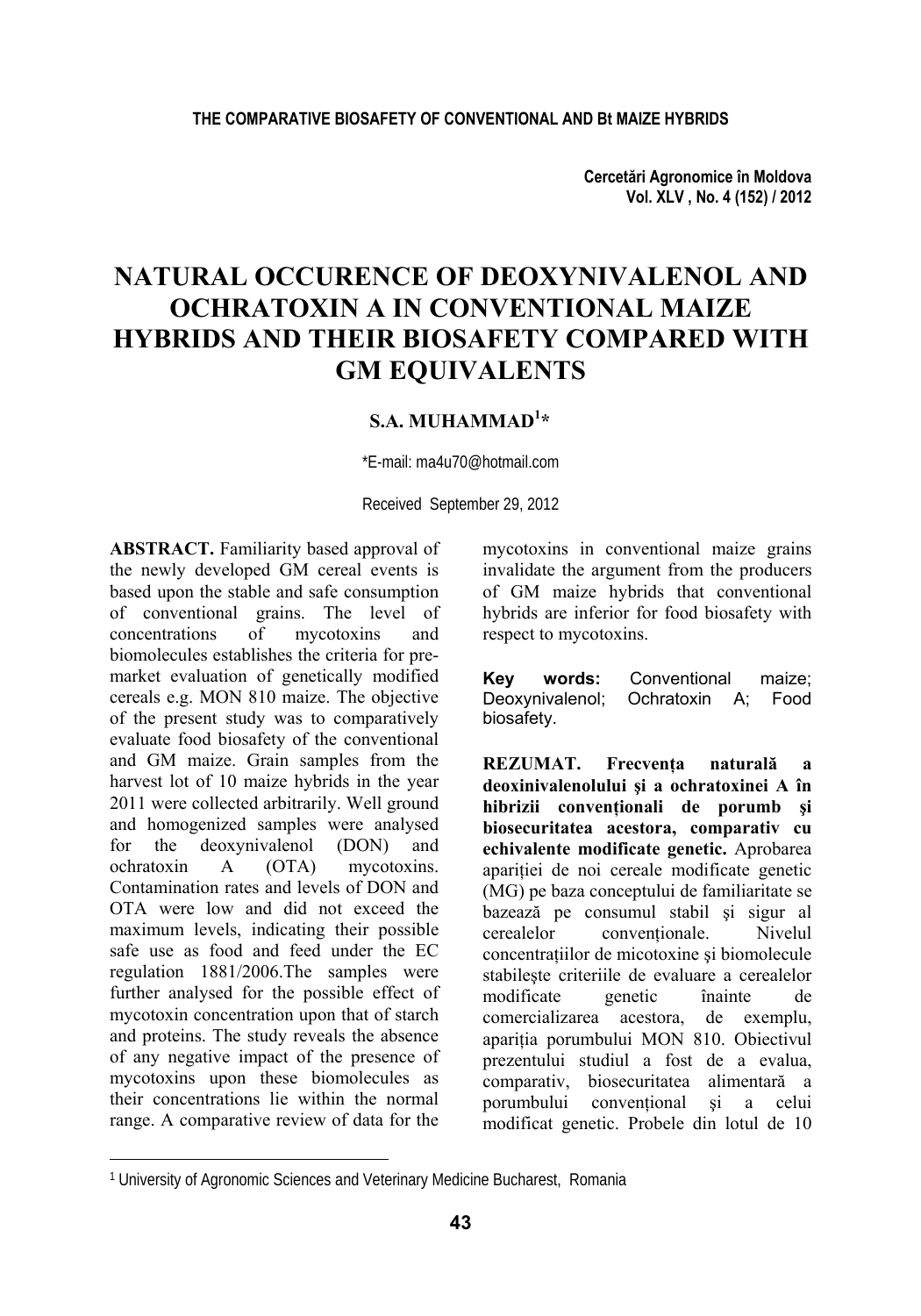# NATURAL OCCURENCE OF DEOXYNIVALENOL AND OCHRATOXIN A IN CONVENTIONAL MAIZE HYBRIDS AND THEIR BIOSAFETY COMPARED WITH GM EQUIVALENTS

**S.A. MUHAMMAD[1]***

*E-mail: ma4u70@hotmail.com

Received September 29, 2012

**ABSTRACT.** Familiarity based approval of the newly developed GM cereal events is based upon the stable and safe consumption of conventional grains. The level of concentrations of mycotoxins and biomolecules establishes the criteria for pre-market evaluation of genetically modified cereals e.g. MON 810 maize. The objective of the present study was to comparatively evaluate food biosafety of the conventional and GM maize. Grain samples from the harvest lot of 10 maize hybrids in the year 2011 were collected arbitrarily. Well ground and homogenized samples were analysed for the deoxynivalenol (DON) and ochratoxin A (OTA) mycotoxins. Contamination rates and levels of DON and OTA were low and did not exceed the maximum levels, indicating their possible safe use as food and feed under the EC regulation 1881/2006.The samples were further analysed for the possible effect of mycotoxin concentration upon that of starch and proteins. The study reveals the absence of any negative impact of the presence of mycotoxins upon these biomolecules as their concentrations lie within the normal range. A comparative review of data for the mycotoxins in conventional maize grains invalidate the argument from the producers of GM maize hybrids that conventional hybrids are inferior for food biosafety with respect to mycotoxins.

**Key words:** Conventional maize; Deoxynivalenol; Ochratoxin A; Food biosafety.

**REZUMAT. Frecvența naturală a deoxinivalenolului şi a ochratoxinei A în hibrizii convenționali de porumb şi biosecuritatea acestora, comparativ cu echivalente modificate genetic.** Aprobarea apariției de noi cereale modificate genetic (MG) pe baza conceptului de familiaritate se bazează pe consumul stabil şi sigur al cerealelor convenționale. Nivelul concentrațiilor de micotoxine şi biomolecule stabileşte criteriile de evaluare a cerealelor modificate genetic înainte de comercializarea acestora, de exemplu, apariția porumbului MON 810. Obiectivul prezentului studiul a fost de a evalua, comparativ, biosecuritatea alimentară a porumbului convențional şi a celui modificat genetic. Probele din lotul de 10

[1] University of Agronomic Sciences and Veterinary Medicine Bucharest, Romania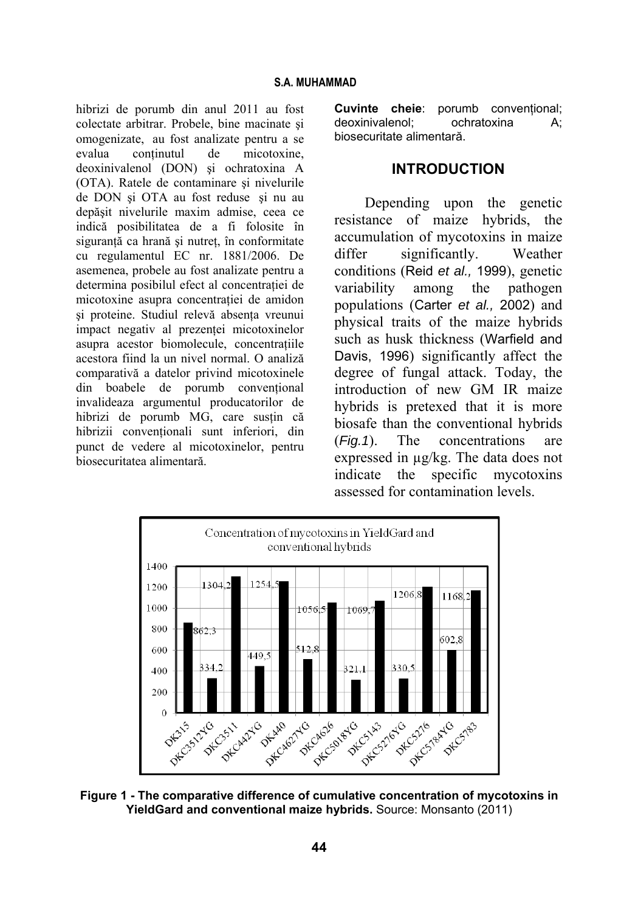hibrizi de porumb din anul 2011 au fost colectate arbitrar. Probele, bine macinate şi omogenizate, au fost analizate pentru a se evalua conținutul de micotoxine, deoxinivalenol (DON) şi ochratoxina A (OTA). Ratele de contaminare şi nivelurile de DON şi OTA au fost reduse şi nu au depăşit nivelurile maxim admise, ceea ce indică posibilitatea de a fi folosite în siguranță ca hrană şi nutreț, în conformitate cu regulamentul EC nr. 1881/2006. De asemenea, probele au fost analizate pentru a determina posibilul efect al concentrației de micotoxine asupra concentrației de amidon şi proteine. Studiul relevă absența vreunui impact negativ al prezenței micotoxinelor asupra acestor biomolecule, concentrațiile acestora fiind la un nivel normal. O analiză comparativă a datelor privind micotoxinele din boabele de porumb convențional invalideaza argumentul producatorilor de hibrizi de porumb MG, care susțin că hibrizii convenționali sunt inferiori, din punct de vedere al micotoxinelor, pentru biosecuritatea alimentară.

**Cuvinte cheie**: porumb convențional; deoxinivalenol; ochratoxina A; biosecuritate alimentară.

## INTRODUCTION

Depending upon the genetic resistance of maize hybrids, the accumulation of mycotoxins in maize differ significantly. Weather conditions (Reid *et al.,* 1999), genetic variability among the pathogen populations (Carter *et al.,* 2002) and physical traits of the maize hybrids such as husk thickness (Warfield and Davis, 1996) significantly affect the degree of fungal attack. Today, the introduction of new GM IR maize hybrids is pretexed that it is more biosafe than the conventional hybrids (*Fig.1*). The concentrations are expressed in µg/kg. The data does not indicate the specific mycotoxins assessed for contamination levels.

**Figure 1 - The comparative difference of cumulative concentration of mycotoxins in YieldGard and conventional maize hybrids.** Source: Monsanto (2011)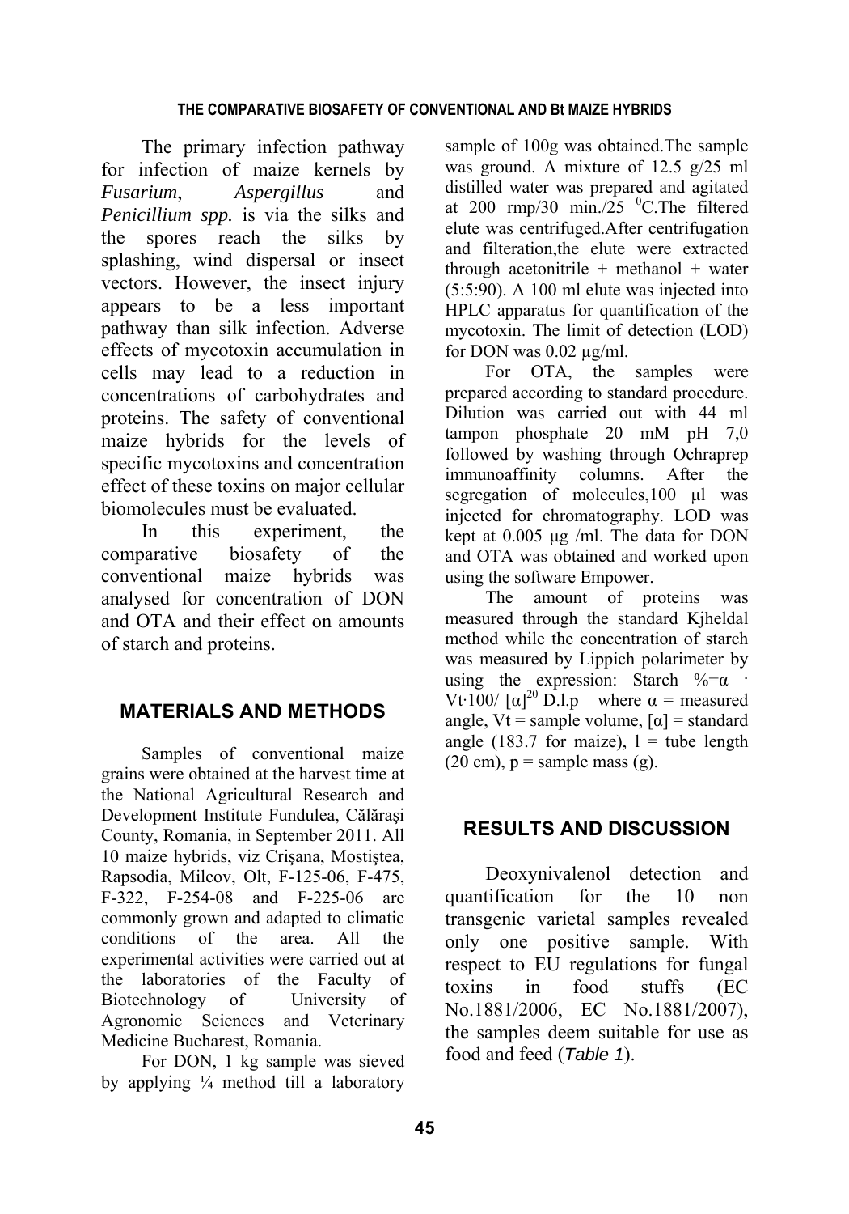The primary infection pathway for infection of maize kernels by *Fusarium*, *Aspergillus* and *Penicillium spp.* is via the silks and the spores reach the silks by splashing, wind dispersal or insect vectors. However, the insect injury appears to be a less important pathway than silk infection. Adverse effects of mycotoxin accumulation in cells may lead to a reduction in concentrations of carbohydrates and proteins. The safety of conventional maize hybrids for the levels of specific mycotoxins and concentration effect of these toxins on major cellular biomolecules must be evaluated.

In this experiment, the comparative biosafety of the conventional maize hybrids was analysed for concentration of DON and OTA and their effect on amounts of starch and proteins.

## MATERIALS AND METHODS

Samples of conventional maize grains were obtained at the harvest time at the National Agricultural Research and Development Institute Fundulea, Călăraşi County, Romania, in September 2011. All 10 maize hybrids, viz Crişana, Mostiştea, Rapsodia, Milcov, Olt, F-125-06, F-475, F-322, F-254-08 and F-225-06 are commonly grown and adapted to climatic conditions of the area. All the experimental activities were carried out at the laboratories of the Faculty of Biotechnology of University of Agronomic Sciences and Veterinary Medicine Bucharest, Romania.

For DON, 1 kg sample was sieved by applying ¼ method till a laboratory sample of 100g was obtained.The sample was ground. A mixture of 12.5 g/25 ml distilled water was prepared and agitated at 200 rmp/30 min./25 $^{0}$C.The filtered elute was centrifuged.After centrifugation and filteration,the elute were extracted through acetonitrile + methanol + water (5:5:90). A 100 ml elute was injected into HPLC apparatus for quantification of the mycotoxin. The limit of detection (LOD) for DON was 0.02 µg/ml.

For OTA, the samples were prepared according to standard procedure. Dilution was carried out with 44 ml tampon phosphate 20 mM pH 7,0 followed by washing through Ochraprep immunoaffinity columns. After the segregation of molecules,100 µl was injected for chromatography. LOD was kept at 0.005 µg /ml. The data for DON and OTA was obtained and worked upon using the software Empower.

The amount of proteins was measured through the standard Kjheldal method while the concentration of starch was measured by Lippich polarimeter by using the expression: Starch %=$\alpha \cdot Vt \cdot 100/ [\alpha]^{20}$ D.l.p where $\alpha$ = measured angle, Vt = sample volume, $[\alpha]$ = standard angle (183.7 for maize), l = tube length (20 cm), p = sample mass (g).

## RESULTS AND DISCUSSION

Deoxynivalenol detection and quantification for the 10 non transgenic varietal samples revealed only one positive sample. With respect to EU regulations for fungal toxins in food stuffs (EC No.1881/2006, EC No.1881/2007), the samples deem suitable for use as food and feed (*Table 1*).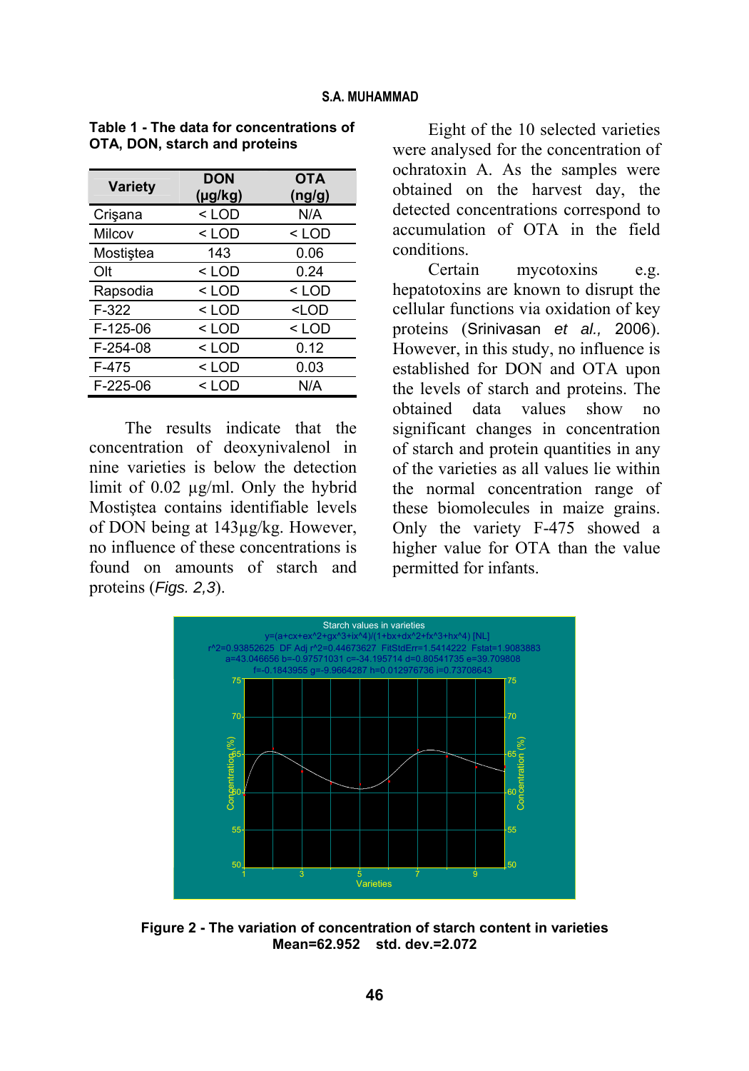**Table 1 - The data for concentrations of OTA, DON, starch and proteins**

| Variety | DON (μg/kg) | OTA (ng/g) |
|---|---|---|
| Crişana | < LOD | N/A |
| Milcov | < LOD | < LOD |
| Mostiştea | 143 | 0.06 |
| Olt | < LOD | 0.24 |
| Rapsodia | < LOD | < LOD |
| F-322 | < LOD | <LOD |
| F-125-06 | < LOD | < LOD |
| F-254-08 | < LOD | 0.12 |
| F-475 | < LOD | 0.03 |
| F-225-06 | < LOD | N/A |

The results indicate that the concentration of deoxynivalenol in nine varieties is below the detection limit of 0.02 μg/ml. Only the hybrid Mostiştea contains identifiable levels of DON being at 143μg/kg. However, no influence of these concentrations is found on amounts of starch and proteins (*Figs. 2,3*).

Eight of the 10 selected varieties were analysed for the concentration of ochratoxin A. As the samples were obtained on the harvest day, the detected concentrations correspond to accumulation of OTA in the field conditions.

Certain mycotoxins e.g. hepatotoxins are known to disrupt the cellular functions via oxidation of key proteins (Srinivasan *et al.,* 2006). However, in this study, no influence is established for DON and OTA upon the levels of starch and proteins. The obtained data values show no significant changes in concentration of starch and protein quantities in any of the varieties as all values lie within the normal concentration range of these biomolecules in maize grains. Only the variety F-475 showed a higher value for OTA than the value permitted for infants.

Starch values in varieties
y=(a+cx+ex^2+gx^3+ix^4)/(1+bx+dx^2+fx^3+hx^4) [NL]
r^2=0.93852625 DF Adj r^2=0.44673627 FitStdErr=1.5414222 Fstat=1.9083883
a=43.046656 b=-0.97571031 c=-34.195714 d=0.80541735 e=39.709808
f=-0.1843955 g=-9.9664287 h=0.012976736 i=0.73708643

**Figure 2 - The variation of concentration of starch content in varieties**
**Mean=62.952 std. dev.=2.072**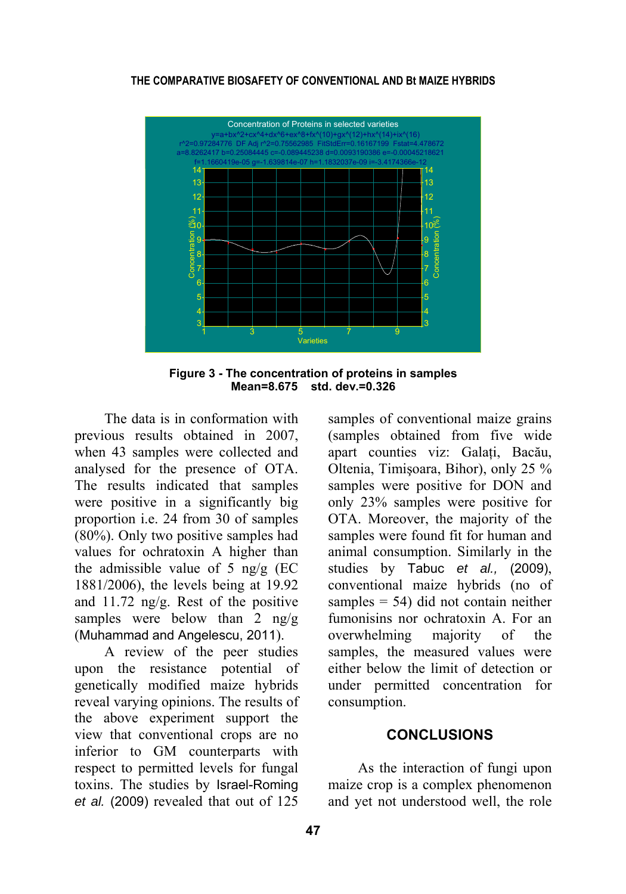Figure 3 - The concentration of proteins in samples
Mean=8.675 std. dev.=0.326

The data is in conformation with previous results obtained in 2007, when 43 samples were collected and analysed for the presence of OTA. The results indicated that samples were positive in a significantly big proportion i.e. 24 from 30 of samples (80%). Only two positive samples had values for ochratoxin A higher than the admissible value of 5 ng/g (EC 1881/2006), the levels being at 19.92 and 11.72 ng/g. Rest of the positive samples were below than 2 ng/g (Muhammad and Angelescu, 2011).

A review of the peer studies upon the resistance potential of genetically modified maize hybrids reveal varying opinions. The results of the above experiment support the view that conventional crops are no inferior to GM counterparts with respect to permitted levels for fungal toxins. The studies by Israel-Roming *et al.* (2009) revealed that out of 125 samples of conventional maize grains (samples obtained from five wide apart counties viz: Galați, Bacău, Oltenia, Timişoara, Bihor), only 25 % samples were positive for DON and only 23% samples were positive for OTA. Moreover, the majority of the samples were found fit for human and animal consumption. Similarly in the studies by Tabuc *et al.,* (2009), conventional maize hybrids (no of samples = 54) did not contain neither fumonisins nor ochratoxin A. For an overwhelming majority of the samples, the measured values were either below the limit of detection or under permitted concentration for consumption.

## CONCLUSIONS

As the interaction of fungi upon maize crop is a complex phenomenon and yet not understood well, the role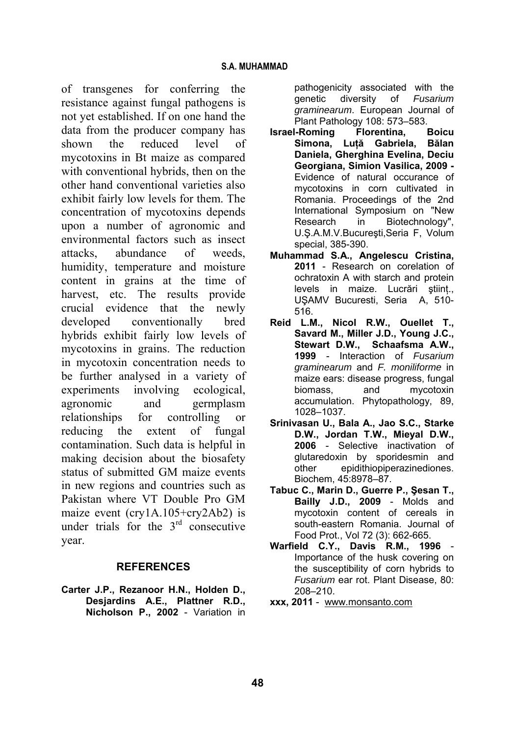of transgenes for conferring the resistance against fungal pathogens is not yet established. If on one hand the data from the producer company has shown the reduced level of mycotoxins in Bt maize as compared with conventional hybrids, then on the other hand conventional varieties also exhibit fairly low levels for them. The concentration of mycotoxins depends upon a number of agronomic and environmental factors such as insect attacks, abundance of weeds, humidity, temperature and moisture content in grains at the time of harvest, etc. The results provide crucial evidence that the newly developed conventionally bred hybrids exhibit fairly low levels of mycotoxins in grains. The reduction in mycotoxin concentration needs to be further analysed in a variety of experiments involving ecological, agronomic and germplasm relationships for controlling or reducing the extent of fungal contamination. Such data is helpful in making decision about the biosafety status of submitted GM maize events in new regions and countries such as Pakistan where VT Double Pro GM maize event (cry1A.105+cry2Ab2) is under trials for the 3rd consecutive year.

## REFERENCES

**Carter J.P., Rezanoor H.N., Holden D., Desjardins A.E., Plattner R.D., Nicholson P., 2002** - Variation in pathogenicity associated with the genetic diversity of *Fusarium graminearum*. European Journal of Plant Pathology 108: 573–583.

**Israel-Roming Florentina, Boicu Simona, Luță Gabriela, Bălan Daniela, Gherghina Evelina, Deciu Georgiana, Simion Vasilica, 2009 -** Evidence of natural occurance of mycotoxins in corn cultivated in Romania. Proceedings of the 2nd International Symposium on "New Research in Biotechnology", U.Ş.A.M.V.Bucureşti,Seria F, Volum special, 385-390.

**Muhammad S.A., Angelescu Cristina, 2011** - Research on corelation of ochratoxin A with starch and protein levels in maize. Lucrări ştiinț., UŞAMV Bucuresti, Seria A, 510-516.

**Reid L.M., Nicol R.W., Ouellet T., Savard M., Miller J.D., Young J.C., Stewart D.W., Schaafsma A.W., 1999** - Interaction of *Fusarium graminearum* and *F. moniliforme* in maize ears: disease progress, fungal biomass, and mycotoxin accumulation. Phytopathology, 89, 1028–1037.

**Srinivasan U., Bala A., Jao S.C., Starke D.W., Jordan T.W., Mieyal D.W., 2006** - Selective inactivation of glutaredoxin by sporidesmin and other epidithiopiperazinediones. Biochem, 45:8978–87.

**Tabuc C., Marin D., Guerre P., Şesan T., Bailly J.D., 2009** - Molds and mycotoxin content of cereals in south-eastern Romania. Journal of Food Prot., Vol 72 (3): 662-665.

**Warfield C.Y., Davis R.M., 1996** - Importance of the husk covering on the susceptibility of corn hybrids to *Fusarium* ear rot. Plant Disease, 80: 208–210.

**xxx, 2011** - www.monsanto.com